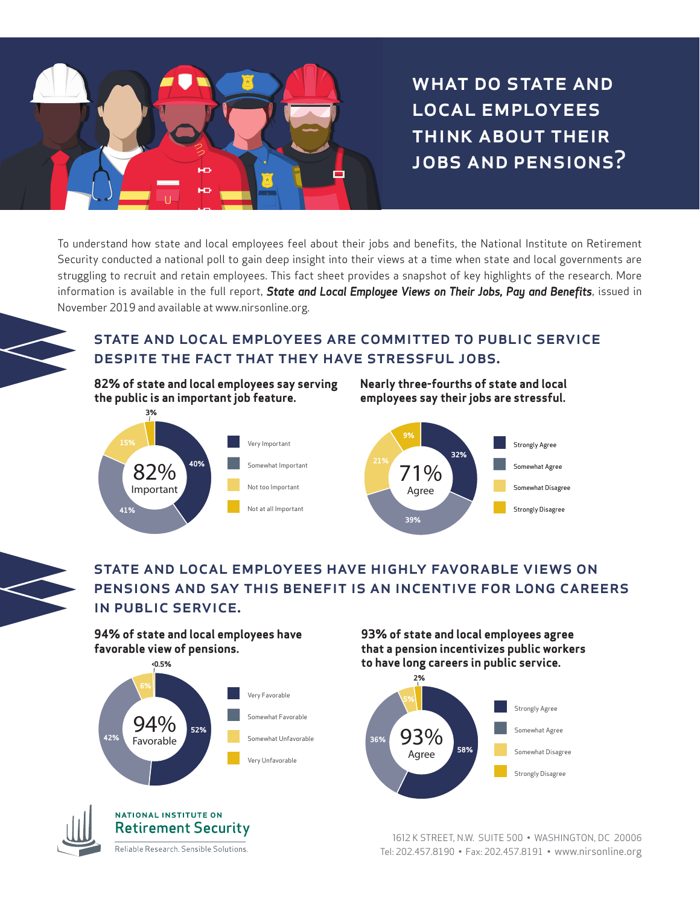# WHAT DO STATE AND LOCAL EMPLOYEES THINK ABOUT THEIR JOBS AND PENSIONS?

To understand how state and local employees feel about their jobs and benefits, the National Institute on Retirement Security conducted a national poll to gain deep insight into their views at a time when state and local governments are struggling to recruit and retain employees. This fact sheet provides a snapshot of key highlights of the research. More information is available in the full report, ***State and Local Employee Views on Their Jobs, Pay and Benefits***, issued in November 2019 and available at www.nirsonline.org.

## STATE AND LOCAL EMPLOYEES ARE COMMITTED TO PUBLIC SERVICE DESPITE THE FACT THAT THEY HAVE STRESSFUL JOBS.

**82% of state and local employees say serving the public is an important job feature.**

82% Important

| Response | Percent |
|---|---|
| Very Important | 40% |
| Somewhat Important | 41% |
| Not too Important | 15% |
| Not at all Important | 3% |

**Nearly three-fourths of state and local employees say their jobs are stressful.**

71% Agree

| Response | Percent |
|---|---|
| Strongly Agree | 32% |
| Somewhat Agree | 39% |
| Somewhat Disagree | 21% |
| Strongly Disagree | 9% |

## STATE AND LOCAL EMPLOYEES HAVE HIGHLY FAVORABLE VIEWS ON PENSIONS AND SAY THIS BENEFIT IS AN INCENTIVE FOR LONG CAREERS IN PUBLIC SERVICE.

**94% of state and local employees have favorable view of pensions.**

94% Favorable

| Response | Percent |
|---|---|
| Very Favorable | 52% |
| Somewhat Favorable | 42% |
| Somewhat Unfavorable | 6% |
| Very Unfavorable | <0.5% |

**93% of state and local employees agree that a pension incentivizes public workers to have long careers in public service.**

93% Agree

| Response | Percent |
|---|---|
| Strongly Agree | 58% |
| Somewhat Agree | 36% |
| Somewhat Disagree | 5% |
| Strongly Disagree | 2% |

NATIONAL INSTITUTE ON Retirement Security
Reliable Research. Sensible Solutions.

1612 K STREET, N.W. SUITE 500 • WASHINGTON, DC 20006
Tel: 202.457.8190 • Fax: 202.457.8191 • www.nirsonline.org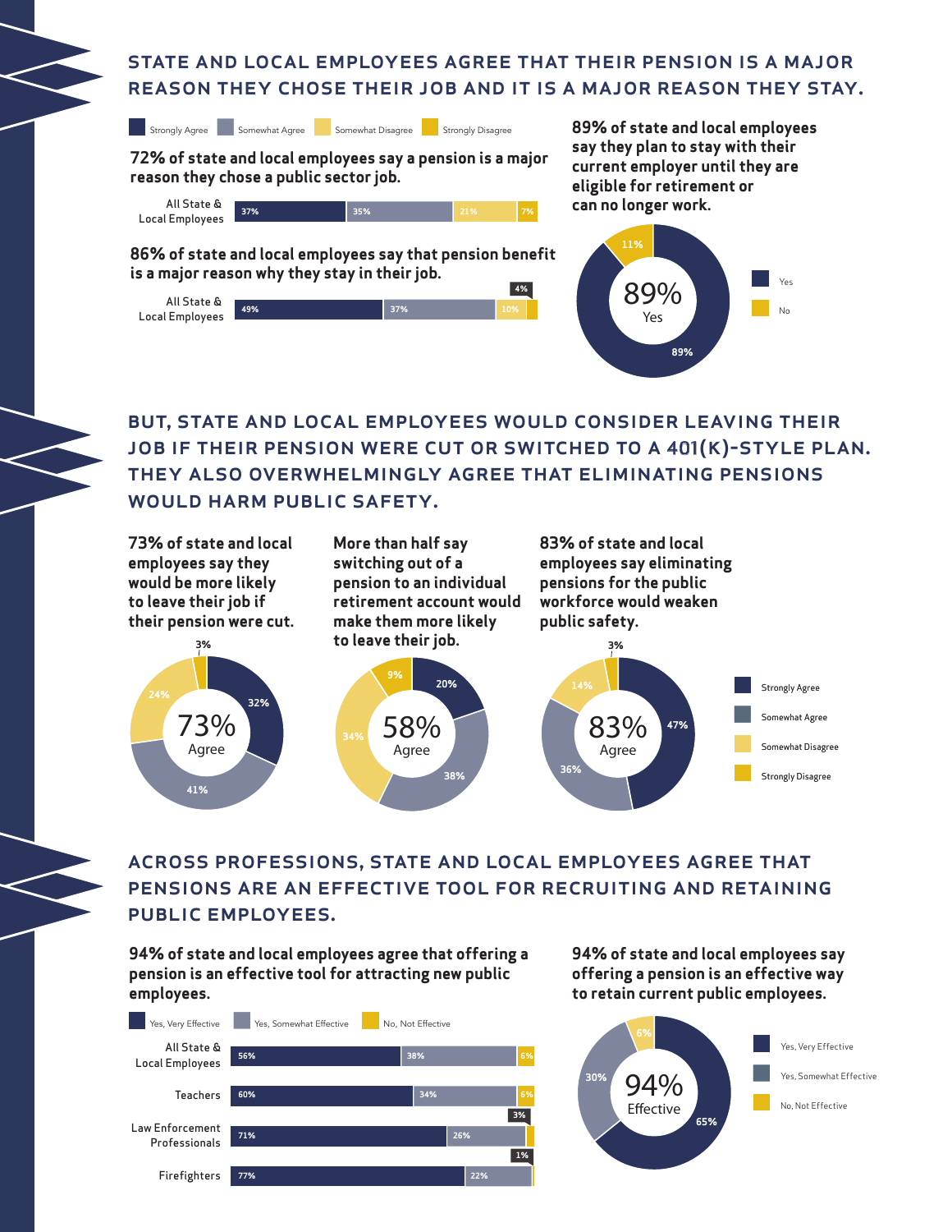## STATE AND LOCAL EMPLOYEES AGREE THAT THEIR PENSION IS A MAJOR REASON THEY CHOSE THEIR JOB AND IT IS A MAJOR REASON THEY STAY.

Strongly Agree
Somewhat Agree
Somewhat Disagree
Strongly Disagree

**72% of state and local employees say a pension is a major reason they chose a public sector job.**

All State & Local Employees
37%
35%
21%
7%

**86% of state and local employees say that pension benefit is a major reason why they stay in their job.**

All State & Local Employees
49%
37%
10%
4%

**89% of state and local employees say they plan to stay with their current employer until they are eligible for retirement or can no longer work.**

89% Yes
89%
11%
Yes
No

## BUT, STATE AND LOCAL EMPLOYEES WOULD CONSIDER LEAVING THEIR JOB IF THEIR PENSION WERE CUT OR SWITCHED TO A 401(K)-STYLE PLAN. THEY ALSO OVERWHELMINGLY AGREE THAT ELIMINATING PENSIONS WOULD HARM PUBLIC SAFETY.

**73% of state and local employees say they would be more likely to leave their job if their pension were cut.**

73% Agree
32%
41%
24%
3%

**More than half say switching out of a pension to an individual retirement account would make them more likely to leave their job.**

58% Agree
20%
38%
34%
9%

**83% of state and local employees say eliminating pensions for the public workforce would weaken public safety.**

83% Agree
47%
36%
14%
3%

Strongly Agree
Somewhat Agree
Somewhat Disagree
Strongly Disagree

## ACROSS PROFESSIONS, STATE AND LOCAL EMPLOYEES AGREE THAT PENSIONS ARE AN EFFECTIVE TOOL FOR RECRUITING AND RETAINING PUBLIC EMPLOYEES.

**94% of state and local employees agree that offering a pension is an effective tool for attracting new public employees.**

Yes, Very Effective
Yes, Somewhat Effective
No, Not Effective

All State & Local Employees
56%
38%
6%

Teachers
60%
34%
6%

Law Enforcement Professionals
71%
26%
3%

Firefighters
77%
22%
1%

**94% of state and local employees say offering a pension is an effective way to retain current public employees.**

94% Effective
65%
30%
6%

Yes, Very Effective
Yes, Somewhat Effective
No, Not Effective